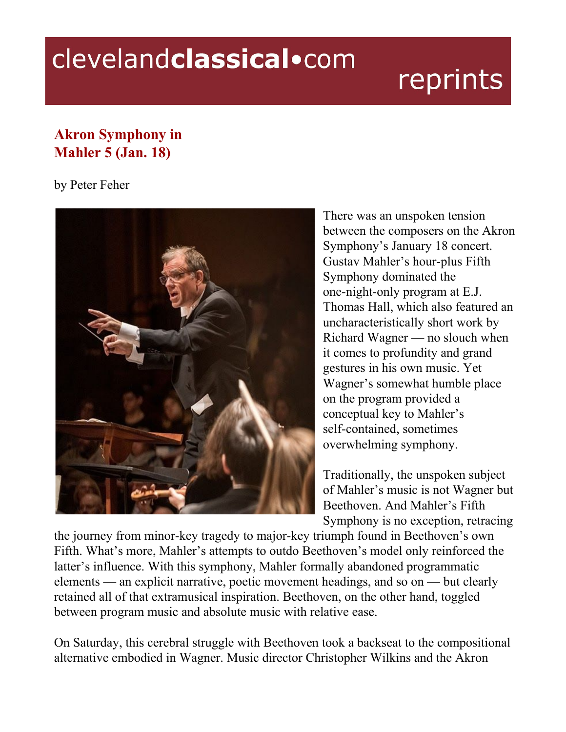# Akron Symphony in Mahler 5 (Jan. 18)

by Peter Feher

There was an unspoken tension between the composers on the Akron Symphony's January 18 concert. Gustav Mahler's hour-plus Fifth Symphony dominated the one-night-only program at E.J. Thomas Hall, which also featured an uncharacteristically short work by Richard Wagner — no slouch when it comes to profundity and grand gestures in his own music. Yet Wagner's somewhat humble place on the program provided a conceptual key to Mahler's self-contained, sometimes overwhelming symphony.

Traditionally, the unspoken subject of Mahler's music is not Wagner but Beethoven. And Mahler's Fifth Symphony is no exception, retracing the journey from minor-key tragedy to major-key triumph found in Beethoven's own Fifth. What's more, Mahler's attempts to outdo Beethoven's model only reinforced the latter's influence. With this symphony, Mahler formally abandoned programmatic elements — an explicit narrative, poetic movement headings, and so on — but clearly retained all of that extramusical inspiration. Beethoven, on the other hand, toggled between program music and absolute music with relative ease.

On Saturday, this cerebral struggle with Beethoven took a backseat to the compositional alternative embodied in Wagner. Music director Christopher Wilkins and the Akron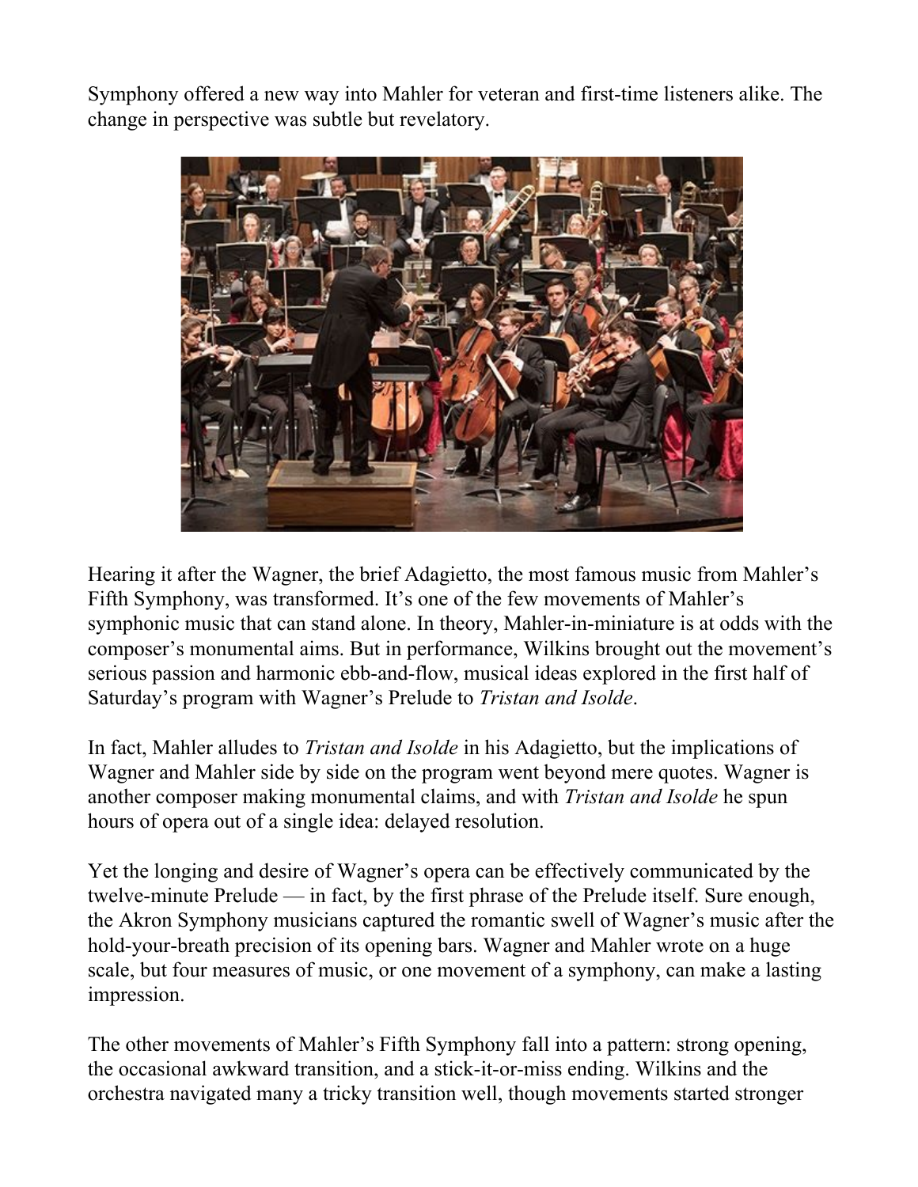Symphony offered a new way into Mahler for veteran and first-time listeners alike. The change in perspective was subtle but revelatory.

Hearing it after the Wagner, the brief Adagietto, the most famous music from Mahler's Fifth Symphony, was transformed. It's one of the few movements of Mahler's symphonic music that can stand alone. In theory, Mahler-in-miniature is at odds with the composer's monumental aims. But in performance, Wilkins brought out the movement's serious passion and harmonic ebb-and-flow, musical ideas explored in the first half of Saturday's program with Wagner's Prelude to *Tristan and Isolde*.

In fact, Mahler alludes to *Tristan and Isolde* in his Adagietto, but the implications of Wagner and Mahler side by side on the program went beyond mere quotes. Wagner is another composer making monumental claims, and with *Tristan and Isolde* he spun hours of opera out of a single idea: delayed resolution.

Yet the longing and desire of Wagner's opera can be effectively communicated by the twelve-minute Prelude — in fact, by the first phrase of the Prelude itself. Sure enough, the Akron Symphony musicians captured the romantic swell of Wagner's music after the hold-your-breath precision of its opening bars. Wagner and Mahler wrote on a huge scale, but four measures of music, or one movement of a symphony, can make a lasting impression.

The other movements of Mahler's Fifth Symphony fall into a pattern: strong opening, the occasional awkward transition, and a stick-it-or-miss ending. Wilkins and the orchestra navigated many a tricky transition well, though movements started stronger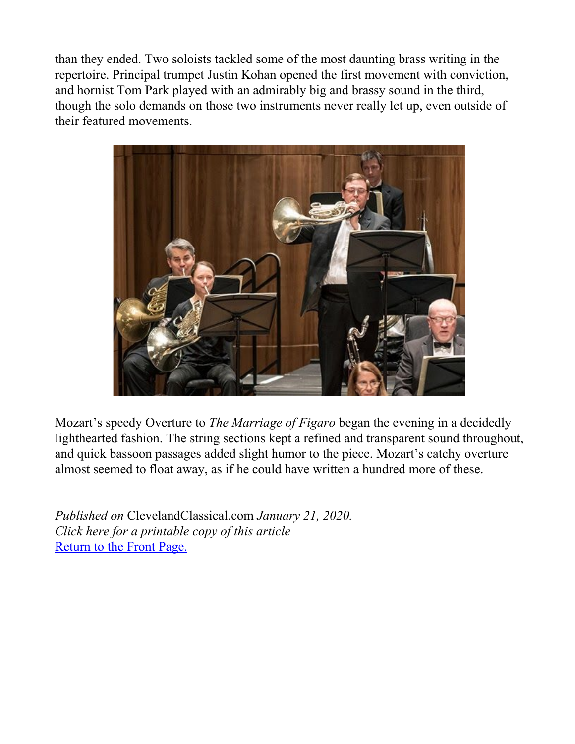than they ended. Two soloists tackled some of the most daunting brass writing in the repertoire. Principal trumpet Justin Kohan opened the first movement with conviction, and hornist Tom Park played with an admirably big and brassy sound in the third, though the solo demands on those two instruments never really let up, even outside of their featured movements.

Mozart's speedy Overture to *The Marriage of Figaro* began the evening in a decidedly lighthearted fashion. The string sections kept a refined and transparent sound throughout, and quick bassoon passages added slight humor to the piece. Mozart's catchy overture almost seemed to float away, as if he could have written a hundred more of these.

*Published on* ClevelandClassical.com *January 21, 2020.*
*Click here for a printable copy of this article*
[Return to the Front Page.]()